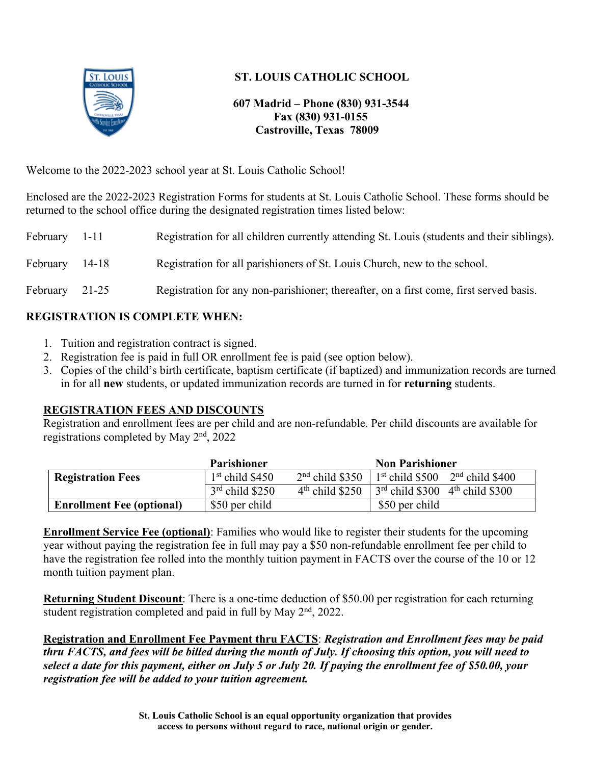# ST. LOUIS CATHOLIC SCHOOL

**607 Madrid – Phone (830) 931-3544**
**Fax (830) 931-0155**
**Castroville, Texas 78009**

Welcome to the 2022-2023 school year at St. Louis Catholic School!

Enclosed are the 2022-2023 Registration Forms for students at St. Louis Catholic School. These forms should be returned to the school office during the designated registration times listed below:

| | |
|---|---|
| February 1-11 | Registration for all children currently attending St. Louis (students and their siblings). |
| February 14-18 | Registration for all parishioners of St. Louis Church, new to the school. |
| February 21-25 | Registration for any non-parishioner; thereafter, on a first come, first served basis. |

## REGISTRATION IS COMPLETE WHEN:

1. Tuition and registration contract is signed.
2. Registration fee is paid in full OR enrollment fee is paid (see option below).
3. Copies of the child's birth certificate, baptism certificate (if baptized) and immunization records are turned in for all **new** students, or updated immunization records are turned in for **returning** students.

### REGISTRATION FEES AND DISCOUNTS

Registration and enrollment fees are per child and are non-refundable. Per child discounts are available for registrations completed by May 2nd, 2022

| | Parishioner | | Non Parishioner | |
|---|---|---|---|---|
| **Registration Fees** | 1st child $450 | 2nd child $350 | 1st child $500 | 2nd child $400 |
| | 3rd child $250 | 4th child $250 | 3rd child $300 | 4th child $300 |
| **Enrollment Fee (optional)** | $50 per child | | $50 per child | |

**Enrollment Service Fee (optional)**: Families who would like to register their students for the upcoming year without paying the registration fee in full may pay a $50 non-refundable enrollment fee per child to have the registration fee rolled into the monthly tuition payment in FACTS over the course of the 10 or 12 month tuition payment plan.

**Returning Student Discount**: There is a one-time deduction of $50.00 per registration for each returning student registration completed and paid in full by May 2nd, 2022.

**Registration and Enrollment Fee Payment thru FACTS**: ***Registration and Enrollment fees may be paid thru FACTS, and fees will be billed during the month of July. If choosing this option, you will need to select a date for this payment, either on July 5 or July 20. If paying the enrollment fee of $50.00, your registration fee will be added to your tuition agreement.***

**St. Louis Catholic School is an equal opportunity organization that provides access to persons without regard to race, national origin or gender.**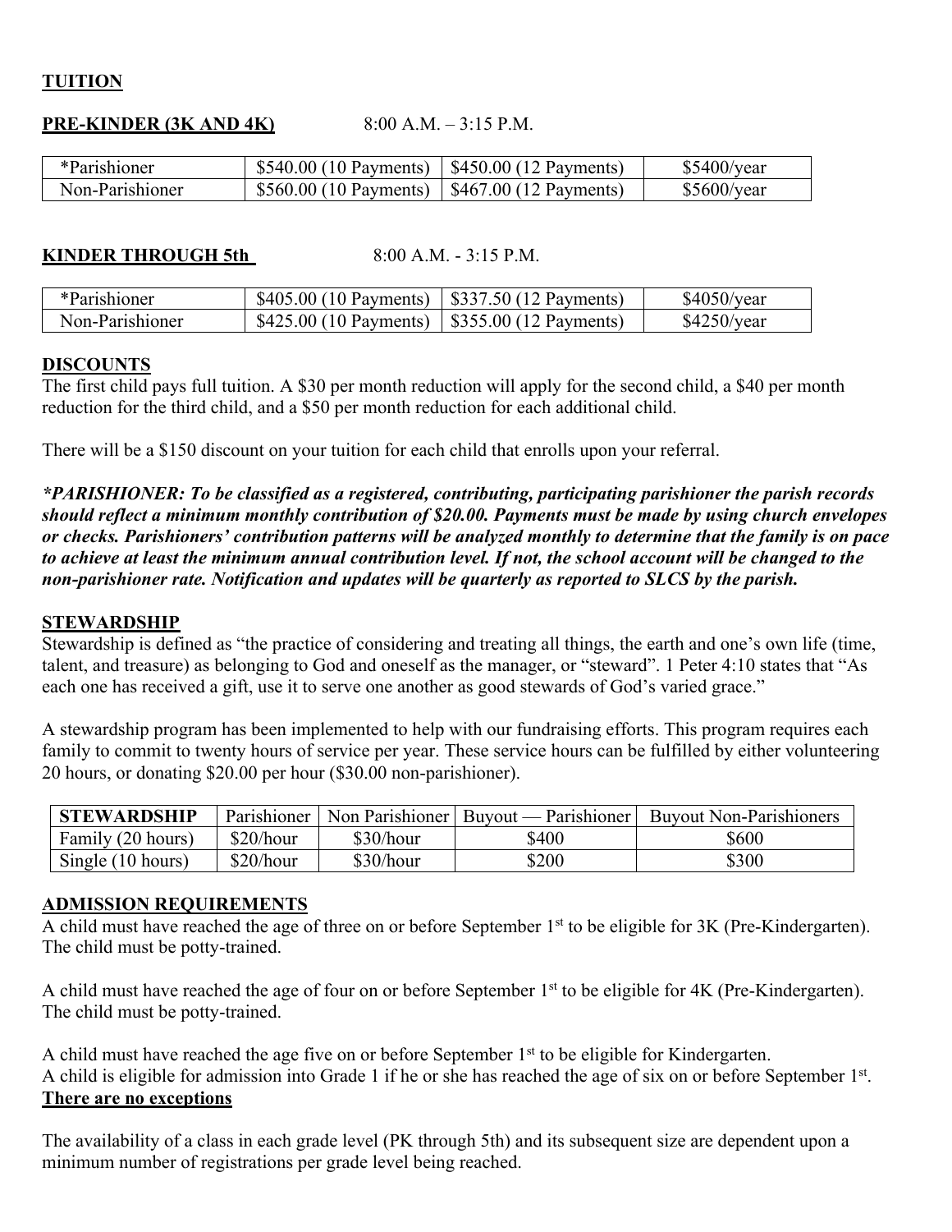**TUITION**

**PRE-KINDER (3K AND 4K)** 8:00 A.M. – 3:15 P.M.

| | | | |
|---|---|---|---|
| *Parishioner | $540.00 (10 Payments) | $450.00 (12 Payments) | $5400/year |
| Non-Parishioner | $560.00 (10 Payments) | $467.00 (12 Payments) | $5600/year |

**KINDER THROUGH 5th** 8:00 A.M. - 3:15 P.M.

| | | | |
|---|---|---|---|
| *Parishioner | $405.00 (10 Payments) | $337.50 (12 Payments) | $4050/year |
| Non-Parishioner | $425.00 (10 Payments) | $355.00 (12 Payments) | $4250/year |

**DISCOUNTS**

The first child pays full tuition. A $30 per month reduction will apply for the second child, a $40 per month reduction for the third child, and a $50 per month reduction for each additional child.

There will be a $150 discount on your tuition for each child that enrolls upon your referral.

***PARISHIONER: To be classified as a registered, contributing, participating parishioner the parish records should reflect a minimum monthly contribution of $20.00. Payments must be made by using church envelopes or checks. Parishioners' contribution patterns will be analyzed monthly to determine that the family is on pace to achieve at least the minimum annual contribution level. If not, the school account will be changed to the non-parishioner rate. Notification and updates will be quarterly as reported to SLCS by the parish.***

**STEWARDSHIP**

Stewardship is defined as "the practice of considering and treating all things, the earth and one's own life (time, talent, and treasure) as belonging to God and oneself as the manager, or "steward". 1 Peter 4:10 states that "As each one has received a gift, use it to serve one another as good stewards of God's varied grace."

A stewardship program has been implemented to help with our fundraising efforts. This program requires each family to commit to twenty hours of service per year. These service hours can be fulfilled by either volunteering 20 hours, or donating $20.00 per hour ($30.00 non-parishioner).

| **STEWARDSHIP** | Parishioner | Non Parishioner | Buyout — Parishioner | Buyout Non-Parishioners |
|---|---|---|---|---|
| Family (20 hours) | $20/hour | $30/hour | $400 | $600 |
| Single (10 hours) | $20/hour | $30/hour | $200 | $300 |

**ADMISSION REQUIREMENTS**

A child must have reached the age of three on or before September 1st to be eligible for 3K (Pre-Kindergarten). The child must be potty-trained.

A child must have reached the age of four on or before September 1st to be eligible for 4K (Pre-Kindergarten). The child must be potty-trained.

A child must have reached the age five on or before September 1st to be eligible for Kindergarten.
A child is eligible for admission into Grade 1 if he or she has reached the age of six on or before September 1st.
**There are no exceptions**

The availability of a class in each grade level (PK through 5th) and its subsequent size are dependent upon a minimum number of registrations per grade level being reached.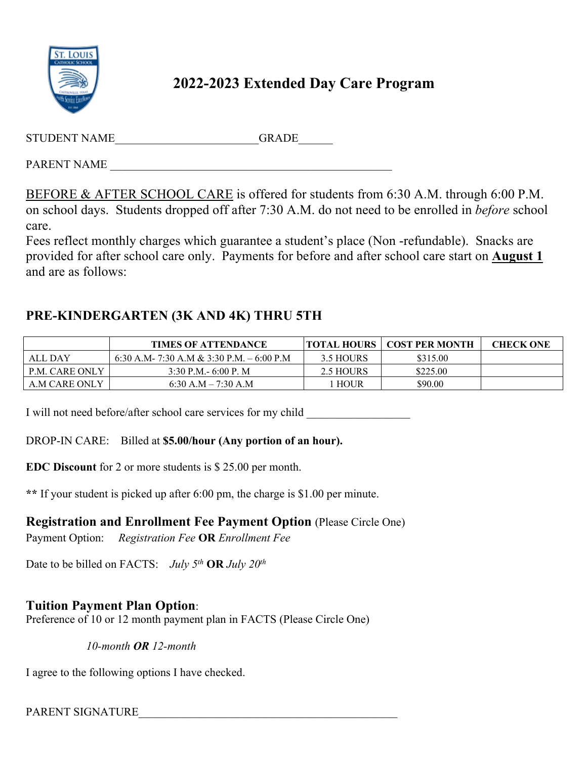# 2022-2023 Extended Day Care Program

STUDENT NAME________________________GRADE______

PARENT NAME ________________________________________________

BEFORE & AFTER SCHOOL CARE is offered for students from 6:30 A.M. through 6:00 P.M. on school days. Students dropped off after 7:30 A.M. do not need to be enrolled in *before* school care.

Fees reflect monthly charges which guarantee a student's place (Non -refundable). Snacks are provided for after school care only. Payments for before and after school care start on **August 1** and are as follows:

## PRE-KINDERGARTEN (3K AND 4K) THRU 5TH

| | TIMES OF ATTENDANCE | TOTAL HOURS | COST PER MONTH | CHECK ONE |
|---|---|---|---|---|
| ALL DAY | 6:30 A.M- 7:30 A.M & 3:30 P.M. – 6:00 P.M | 3.5 HOURS | $315.00 | |
| P.M. CARE ONLY | 3:30 P.M.- 6:00 P. M | 2.5 HOURS | $225.00 | |
| A.M CARE ONLY | 6:30 A.M – 7:30 A.M | 1 HOUR | $90.00 | |

I will not need before/after school care services for my child __________________

DROP-IN CARE: Billed at **$5.00/hour (Any portion of an hour).**

**EDC Discount** for 2 or more students is $ 25.00 per month.

**\*\*** If your student is picked up after 6:00 pm, the charge is $1.00 per minute.

**Registration and Enrollment Fee Payment Option** (Please Circle One)

Payment Option: *Registration Fee* **OR** *Enrollment Fee*

Date to be billed on FACTS: *July 5th* **OR** *July 20th*

**Tuition Payment Plan Option**:

Preference of 10 or 12 month payment plan in FACTS (Please Circle One)

*10-month **OR** 12-month*

I agree to the following options I have checked.

PARENT SIGNATURE_____________________________________________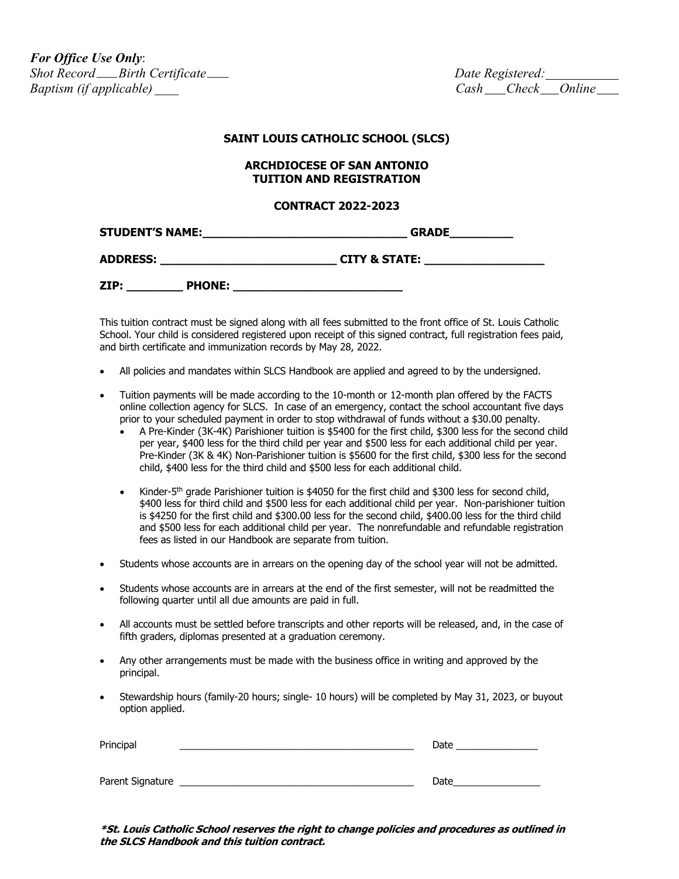***For Office Use Only***:

*Shot Record \_\_\_ Birth Certificate \_\_\_*

*Baptism (if applicable) \_\_\_*

*Date Registered: \_\_\_\_\_\_\_\_\_\_*

*Cash \_\_\_ Check \_\_\_ Online \_\_\_*

**SAINT LOUIS CATHOLIC SCHOOL (SLCS)**

**ARCHDIOCESE OF SAN ANTONIO**
**TUITION AND REGISTRATION**

**CONTRACT 2022-2023**

**STUDENT'S NAME:\_\_\_\_\_\_\_\_\_\_\_\_\_\_\_\_\_\_\_\_\_\_\_\_\_\_\_\_\_\_ GRADE\_\_\_\_\_\_\_\_\_**

**ADDRESS: \_\_\_\_\_\_\_\_\_\_\_\_\_\_\_\_\_\_\_\_\_\_\_\_\_\_ CITY & STATE: \_\_\_\_\_\_\_\_\_\_\_\_\_\_\_\_\_\_**

**ZIP: \_\_\_\_\_\_\_\_ PHONE: \_\_\_\_\_\_\_\_\_\_\_\_\_\_\_\_\_\_\_\_\_\_\_\_\_**

This tuition contract must be signed along with all fees submitted to the front office of St. Louis Catholic School. Your child is considered registered upon receipt of this signed contract, full registration fees paid, and birth certificate and immunization records by May 28, 2022.

- All policies and mandates within SLCS Handbook are applied and agreed to by the undersigned.
- Tuition payments will be made according to the 10-month or 12-month plan offered by the FACTS online collection agency for SLCS. In case of an emergency, contact the school accountant five days prior to your scheduled payment in order to stop withdrawal of funds without a $30.00 penalty.
  - A Pre-Kinder (3K-4K) Parishioner tuition is $5400 for the first child, $300 less for the second child per year, $400 less for the third child per year and $500 less for each additional child per year. Pre-Kinder (3K & 4K) Non-Parishioner tuition is $5600 for the first child, $300 less for the second child, $400 less for the third child and $500 less for each additional child.
  - Kinder-5th grade Parishioner tuition is $4050 for the first child and $300 less for second child, $400 less for third child and $500 less for each additional child per year. Non-parishioner tuition is $4250 for the first child and $300.00 less for the second child, $400.00 less for the third child and $500 less for each additional child per year. The nonrefundable and refundable registration fees as listed in our Handbook are separate from tuition.
- Students whose accounts are in arrears on the opening day of the school year will not be admitted.
- Students whose accounts are in arrears at the end of the first semester, will not be readmitted the following quarter until all due amounts are paid in full.
- All accounts must be settled before transcripts and other reports will be released, and, in the case of fifth graders, diplomas presented at a graduation ceremony.
- Any other arrangements must be made with the business office in writing and approved by the principal.
- Stewardship hours (family-20 hours; single- 10 hours) will be completed by May 31, 2023, or buyout option applied.

Principal \_\_\_\_\_\_\_\_\_\_\_\_\_\_\_\_\_\_\_\_\_\_\_\_\_\_\_\_\_\_\_\_\_\_\_\_\_\_\_\_\_\_\_ Date \_\_\_\_\_\_\_\_\_\_\_\_\_\_\_

Parent Signature \_\_\_\_\_\_\_\_\_\_\_\_\_\_\_\_\_\_\_\_\_\_\_\_\_\_\_\_\_\_\_\_\_\_\_\_\_\_\_\_\_\_\_ Date\_\_\_\_\_\_\_\_\_\_\_\_\_\_\_\_

***\*St. Louis Catholic School reserves the right to change policies and procedures as outlined in the SLCS Handbook and this tuition contract.***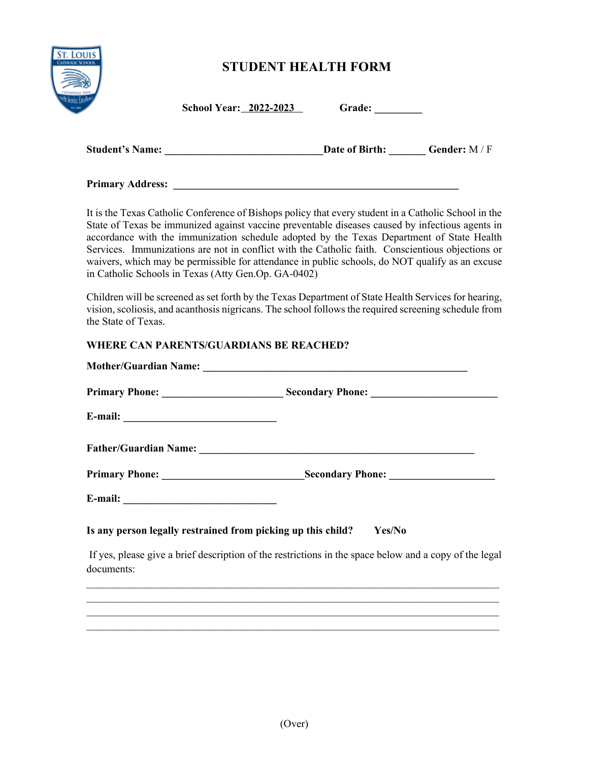# STUDENT HEALTH FORM

**School Year:** __2022-2023__ **Grade:** _________

**Student's Name:** _____________________________ **Date of Birth:** _______ **Gender:** M / F

**Primary Address:** ____________________________________________________

It is the Texas Catholic Conference of Bishops policy that every student in a Catholic School in the State of Texas be immunized against vaccine preventable diseases caused by infectious agents in accordance with the immunization schedule adopted by the Texas Department of State Health Services. Immunizations are not in conflict with the Catholic faith. Conscientious objections or waivers, which may be permissible for attendance in public schools, do NOT qualify as an excuse in Catholic Schools in Texas (Atty Gen.Op. GA-0402)

Children will be screened as set forth by the Texas Department of State Health Services for hearing, vision, scoliosis, and acanthosis nigricans. The school follows the required screening schedule from the State of Texas.

**WHERE CAN PARENTS/GUARDIANS BE REACHED?**

**Mother/Guardian Name:** _________________________________________________

**Primary Phone:** ______________________ **Secondary Phone:** _______________________

**E-mail:** _____________________________

**Father/Guardian Name:** ___________________________________________________

**Primary Phone:** __________________________ **Secondary Phone:** ___________________

**E-mail:** _____________________________

**Is any person legally restrained from picking up this child? Yes/No**

If yes, please give a brief description of the restrictions in the space below and a copy of the legal documents:

_____________________________________________________________________________
_____________________________________________________________________________
_____________________________________________________________________________
_____________________________________________________________________________

(Over)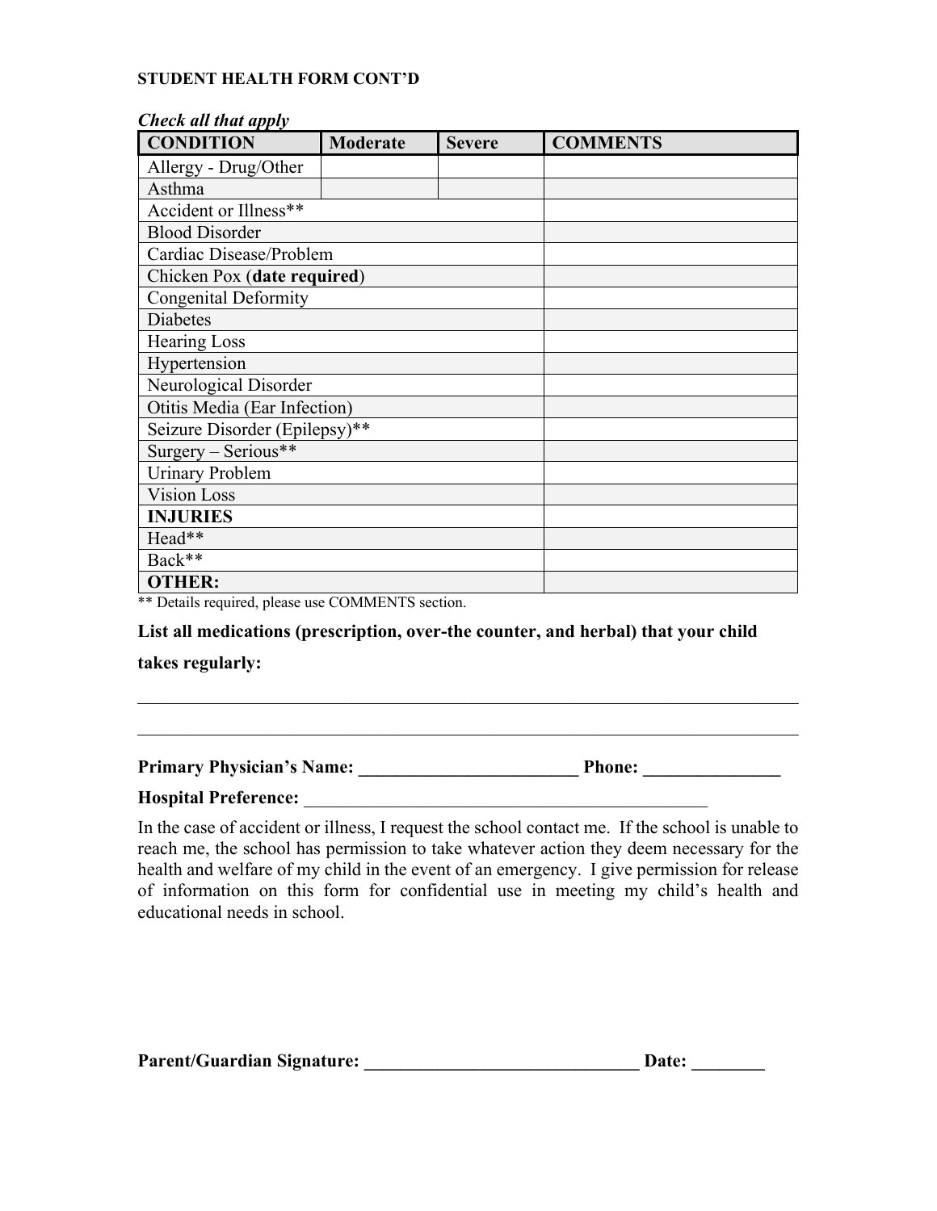**STUDENT HEALTH FORM CONT'D**

***Check all that apply***

| CONDITION | Moderate | Severe | COMMENTS |
|---|---|---|---|
| Allergy - Drug/Other | | | |
| Asthma | | | |
| Accident or Illness** | | | |
| Blood Disorder | | | |
| Cardiac Disease/Problem | | | |
| Chicken Pox (**date required**) | | | |
| Congenital Deformity | | | |
| Diabetes | | | |
| Hearing Loss | | | |
| Hypertension | | | |
| Neurological Disorder | | | |
| Otitis Media (Ear Infection) | | | |
| Seizure Disorder (Epilepsy)** | | | |
| Surgery – Serious** | | | |
| Urinary Problem | | | |
| Vision Loss | | | |
| **INJURIES** | | | |
| Head** | | | |
| Back** | | | |
| **OTHER:** | | | |

** Details required, please use COMMENTS section.

**List all medications (prescription, over-the counter, and herbal) that your child takes regularly:**

\_\_\_\_\_\_\_\_\_\_\_\_\_\_\_\_\_\_\_\_\_\_\_\_\_\_\_\_\_\_\_\_\_\_\_\_\_\_\_\_\_\_\_\_\_\_\_\_\_\_\_\_\_\_\_\_\_\_\_\_\_\_\_\_\_\_\_\_\_\_\_\_

\_\_\_\_\_\_\_\_\_\_\_\_\_\_\_\_\_\_\_\_\_\_\_\_\_\_\_\_\_\_\_\_\_\_\_\_\_\_\_\_\_\_\_\_\_\_\_\_\_\_\_\_\_\_\_\_\_\_\_\_\_\_\_\_\_\_\_\_\_\_\_\_

**Primary Physician's Name: \_\_\_\_\_\_\_\_\_\_\_\_\_\_\_\_\_\_\_\_\_\_\_\_\_ Phone: \_\_\_\_\_\_\_\_\_\_\_\_\_\_\_**

**Hospital Preference:** \_\_\_\_\_\_\_\_\_\_\_\_\_\_\_\_\_\_\_\_\_\_\_\_\_\_\_\_\_\_\_\_\_\_\_\_\_\_\_\_\_\_\_\_\_

In the case of accident or illness, I request the school contact me. If the school is unable to reach me, the school has permission to take whatever action they deem necessary for the health and welfare of my child in the event of an emergency. I give permission for release of information on this form for confidential use in meeting my child's health and educational needs in school.

**Parent/Guardian Signature: \_\_\_\_\_\_\_\_\_\_\_\_\_\_\_\_\_\_\_\_\_\_\_\_\_\_\_\_\_\_ Date: \_\_\_\_\_\_\_\_**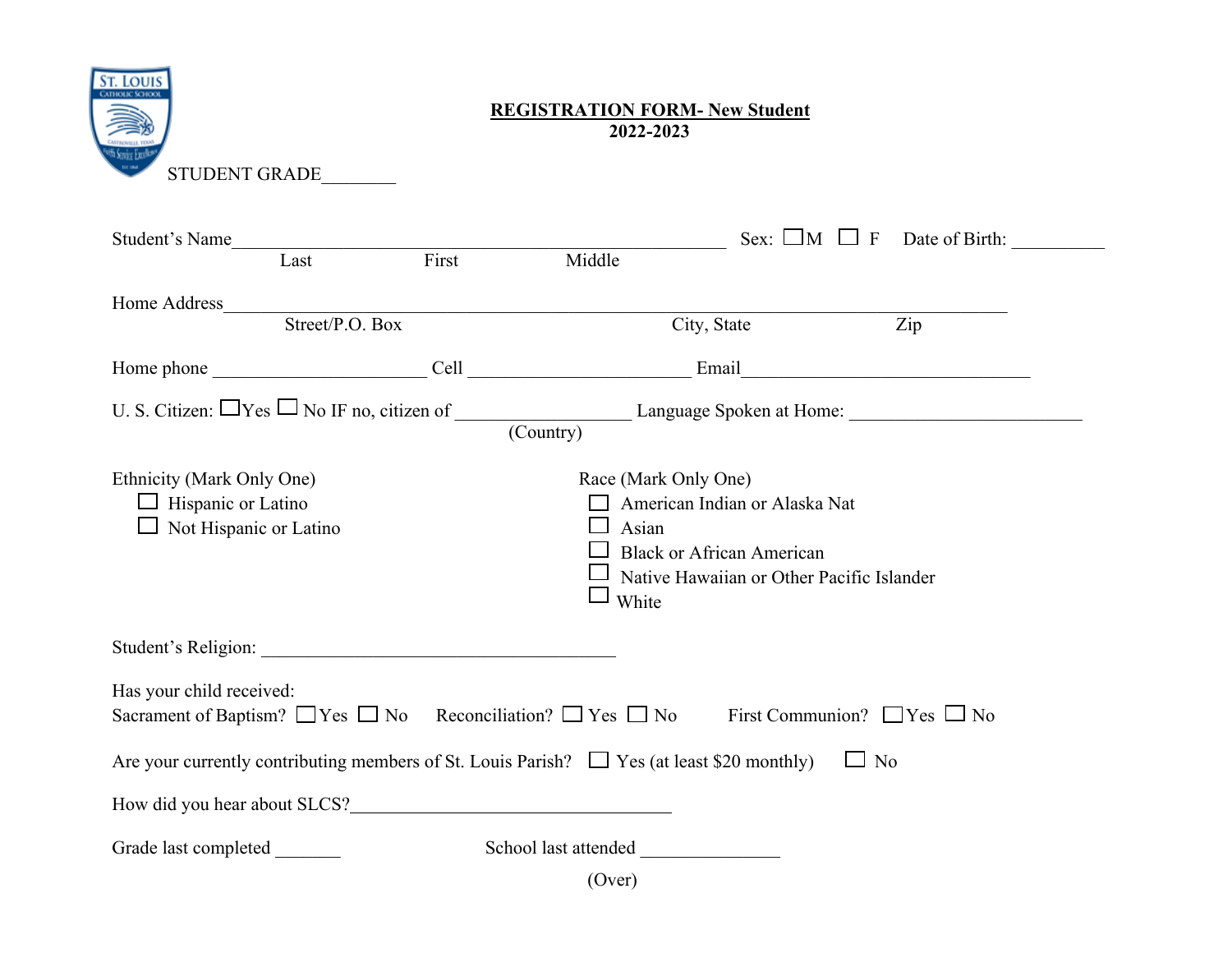STUDENT GRADE________

**REGISTRATION FORM- New Student**
**2022-2023**

Student's Name_____________________________________________ Sex: ☐M ☐ F Date of Birth: __________
Last First Middle

Home Address________________________________________________________________________
Street/P.O. Box City, State Zip

Home phone ______________________ Cell ______________________ Email______________________________

U. S. Citizen: ☐Yes ☐ No IF no, citizen of __________________ Language Spoken at Home: ________________________
(Country)

Ethnicity (Mark Only One)

- ☐ Hispanic or Latino
- ☐ Not Hispanic or Latino

Race (Mark Only One)

- ☐ American Indian or Alaska Nat
- ☐ Asian
- ☐ Black or African American
- ☐ Native Hawaiian or Other Pacific Islander
- ☐ White

Student's Religion: ____________________________________

Has your child received:
Sacrament of Baptism? ☐Yes ☐ No Reconciliation? ☐ Yes ☐ No First Communion? ☐Yes ☐ No

Are your currently contributing members of St. Louis Parish? ☐ Yes (at least $20 monthly) ☐ No

How did you hear about SLCS?___________________________________

Grade last completed _______ School last attended _______________

(Over)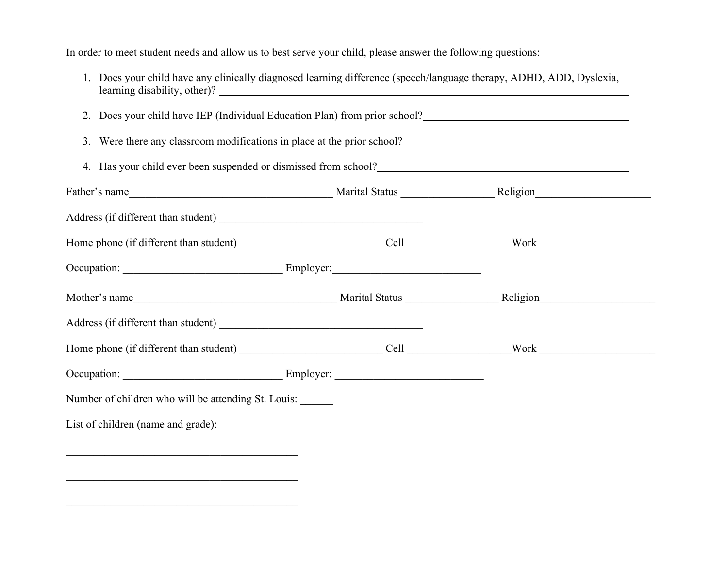In order to meet student needs and allow us to best serve your child, please answer the following questions:

1. Does your child have any clinically diagnosed learning difference (speech/language therapy, ADHD, ADD, Dyslexia, learning disability, other)? ________________________________________________________________________
2. Does your child have IEP (Individual Education Plan) from prior school?______________________________________
3. Were there any classroom modifications in place at the prior school?__________________________________________
4. Has your child ever been suspended or dismissed from school?______________________________________________

Father's name_____________________________________ Marital Status ________________ Religion_____________________

Address (if different than student) ______________________________________

Home phone (if different than student) __________________________ Cell __________________Work ____________________

Occupation: _____________________________ Employer:___________________________

Mother's name_____________________________________ Marital Status ________________ Religion_____________________

Address (if different than student) ______________________________________

Home phone (if different than student) __________________________ Cell __________________Work ____________________

Occupation: _____________________________ Employer: ___________________________

Number of children who will be attending St. Louis: ______

List of children (name and grade):

__________________________________________

__________________________________________

__________________________________________